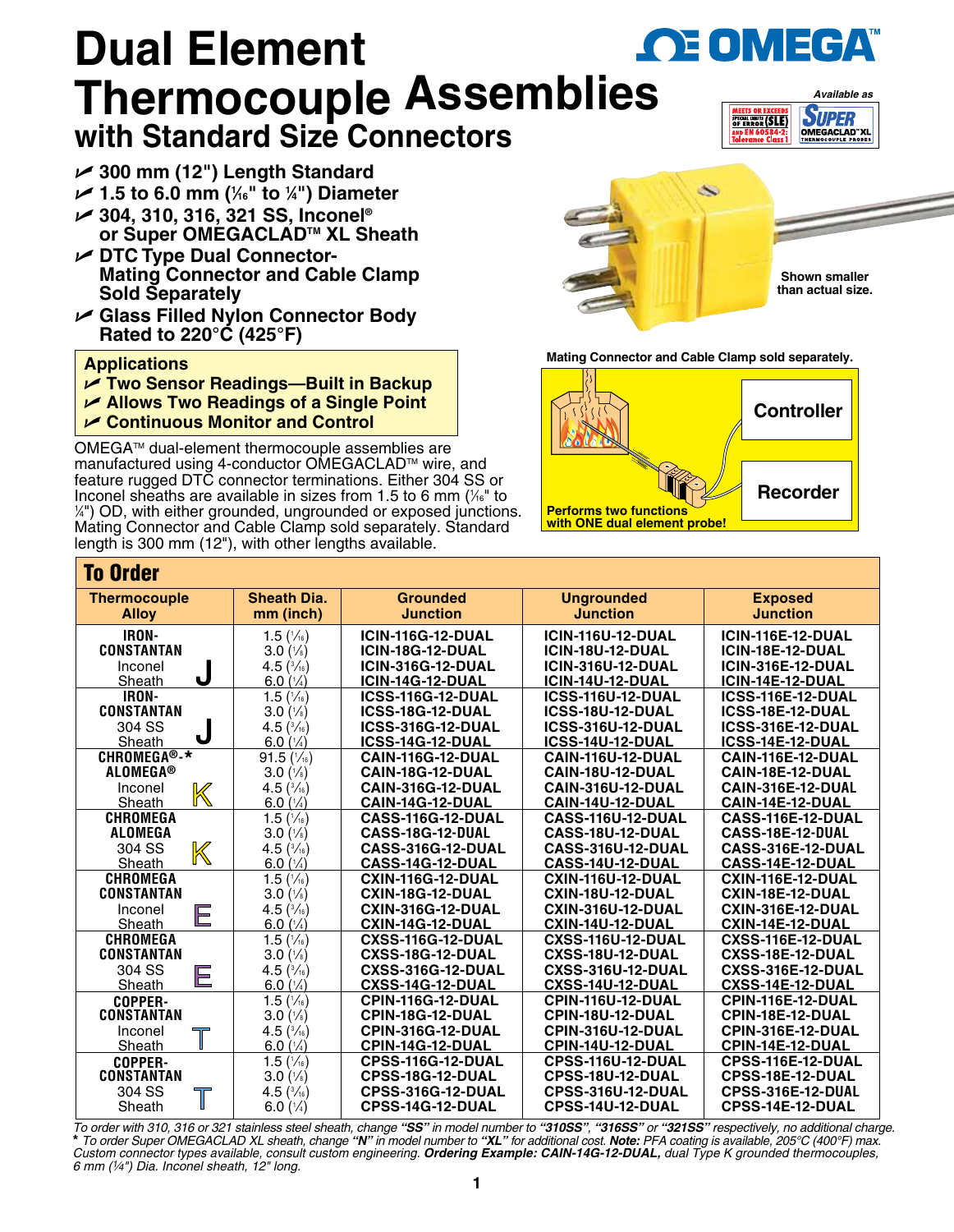# Dual Element Thermocouple Assemblies with Standard Size Connectors

OMEGA™

Available as

MEETS OR EXCEEDS SPECIAL LIMITS OF ERROR (SLE) AND EN 60584-2: Tolerance Class 1

SUPER OMEGACLAD™ XL THERMOCOUPLE PROBES

- ✓ 300 mm (12") Length Standard
- ✓ 1.5 to 6.0 mm (1⁄16" to ¼") Diameter
- ✓ 304, 310, 316, 321 SS, Inconel® or Super OMEGACLAD™ XL Sheath
- ✓ DTC Type Dual Connector- Mating Connector and Cable Clamp Sold Separately
- ✓ Glass Filled Nylon Connector Body Rated to 220°C (425°F)

Shown smaller than actual size.

## Applications

- ✓ Two Sensor Readings—Built in Backup
- ✓ Allows Two Readings of a Single Point
- ✓ Continuous Monitor and Control

Mating Connector and Cable Clamp sold separately.

Controller

Recorder

Performs two functions with ONE dual element probe!

OMEGA™ dual-element thermocouple assemblies are manufactured using 4-conductor OMEGACLAD™ wire, and feature rugged DTC connector terminations. Either 304 SS or Inconel sheaths are available in sizes from 1.5 to 6 mm (1⁄16" to ¼") OD, with either grounded, ungrounded or exposed junctions. Mating Connector and Cable Clamp sold separately. Standard length is 300 mm (12"), with other lengths available.

## To Order

| Thermocouple Alloy | Sheath Dia. mm (inch) | Grounded Junction | Ungrounded Junction | Exposed Junction |
|---|---|---|---|---|
| IRON-CONSTANTAN Inconel Sheath J | 1.5 (1⁄16) | ICIN-116G-12-DUAL | ICIN-116U-12-DUAL | ICIN-116E-12-DUAL |
| | 3.0 (1⁄8) | ICIN-18G-12-DUAL | ICIN-18U-12-DUAL | ICIN-18E-12-DUAL |
| | 4.5 (3⁄16) | ICIN-316G-12-DUAL | ICIN-316U-12-DUAL | ICIN-316E-12-DUAL |
| | 6.0 (1⁄4) | ICIN-14G-12-DUAL | ICIN-14U-12-DUAL | ICIN-14E-12-DUAL |
| IRON-CONSTANTAN 304 SS Sheath J | 1.5 (1⁄16) | ICSS-116G-12-DUAL | ICSS-116U-12-DUAL | ICSS-116E-12-DUAL |
| | 3.0 (1⁄8) | ICSS-18G-12-DUAL | ICSS-18U-12-DUAL | ICSS-18E-12-DUAL |
| | 4.5 (3⁄16) | ICSS-316G-12-DUAL | ICSS-316U-12-DUAL | ICSS-316E-12-DUAL |
| | 6.0 (1⁄4) | ICSS-14G-12-DUAL | ICSS-14U-12-DUAL | ICSS-14E-12-DUAL |
| CHROMEGA®-* ALOMEGA® Inconel Sheath K | 91.5 (1⁄16) | CAIN-116G-12-DUAL | CAIN-116U-12-DUAL | CAIN-116E-12-DUAL |
| | 3.0 (1⁄8) | CAIN-18G-12-DUAL | CAIN-18U-12-DUAL | CAIN-18E-12-DUAL |
| | 4.5 (3⁄16) | CAIN-316G-12-DUAL | CAIN-316U-12-DUAL | CAIN-316E-12-DUAL |
| | 6.0 (1⁄4) | CAIN-14G-12-DUAL | CAIN-14U-12-DUAL | CAIN-14E-12-DUAL |
| CHROMEGA ALOMEGA 304 SS Sheath K | 1.5 (1⁄16) | CASS-116G-12-DUAL | CASS-116U-12-DUAL | CASS-116E-12-DUAL |
| | 3.0 (1⁄8) | CASS-18G-12-DUAL | CASS-18U-12-DUAL | CASS-18E-12-DUAL |
| | 4.5 (3⁄16) | CASS-316G-12-DUAL | CASS-316U-12-DUAL | CASS-316E-12-DUAL |
| | 6.0 (1⁄4) | CASS-14G-12-DUAL | CASS-14U-12-DUAL | CASS-14E-12-DUAL |
| CHROMEGA CONSTANTAN Inconel Sheath E | 1.5 (1⁄16) | CXIN-116G-12-DUAL | CXIN-116U-12-DUAL | CXIN-116E-12-DUAL |
| | 3.0 (1⁄8) | CXIN-18G-12-DUAL | CXIN-18U-12-DUAL | CXIN-18E-12-DUAL |
| | 4.5 (3⁄16) | CXIN-316G-12-DUAL | CXIN-316U-12-DUAL | CXIN-316E-12-DUAL |
| | 6.0 (1⁄4) | CXIN-14G-12-DUAL | CXIN-14U-12-DUAL | CXIN-14E-12-DUAL |
| CHROMEGA CONSTANTAN 304 SS Sheath E | 1.5 (1⁄16) | CXSS-116G-12-DUAL | CXSS-116U-12-DUAL | CXSS-116E-12-DUAL |
| | 3.0 (1⁄8) | CXSS-18G-12-DUAL | CXSS-18U-12-DUAL | CXSS-18E-12-DUAL |
| | 4.5 (3⁄16) | CXSS-316G-12-DUAL | CXSS-316U-12-DUAL | CXSS-316E-12-DUAL |
| | 6.0 (1⁄4) | CXSS-14G-12-DUAL | CXSS-14U-12-DUAL | CXSS-14E-12-DUAL |
| COPPER-CONSTANTAN Inconel Sheath T | 1.5 (1⁄16) | CPIN-116G-12-DUAL | CPIN-116U-12-DUAL | CPIN-116E-12-DUAL |
| | 3.0 (1⁄8) | CPIN-18G-12-DUAL | CPIN-18U-12-DUAL | CPIN-18E-12-DUAL |
| | 4.5 (3⁄16) | CPIN-316G-12-DUAL | CPIN-316U-12-DUAL | CPIN-316E-12-DUAL |
| | 6.0 (1⁄4) | CPIN-14G-12-DUAL | CPIN-14U-12-DUAL | CPIN-14E-12-DUAL |
| COPPER-CONSTANTAN 304 SS Sheath T | 1.5 (1⁄16) | CPSS-116G-12-DUAL | CPSS-116U-12-DUAL | CPSS-116E-12-DUAL |
| | 3.0 (1⁄8) | CPSS-18G-12-DUAL | CPSS-18U-12-DUAL | CPSS-18E-12-DUAL |
| | 4.5 (3⁄16) | CPSS-316G-12-DUAL | CPSS-316U-12-DUAL | CPSS-316E-12-DUAL |
| | 6.0 (1⁄4) | CPSS-14G-12-DUAL | CPSS-14U-12-DUAL | CPSS-14E-12-DUAL |

*To order with 310, 316 or 321 stainless steel sheath, change **"SS"** in model number to **"310SS"**, **"316SS"** or **"321SS"** respectively, no additional charge.*

\* *To order Super OMEGACLAD XL sheath, change **"N"** in model number to **"XL"** for additional cost. **Note:** PFA coating is available, 205°C (400°F) max. Custom connector types available, consult custom engineering. **Ordering Example: CAIN-14G-12-DUAL,** dual Type K grounded thermocouples, 6 mm (¼") Dia. Inconel sheath, 12" long.*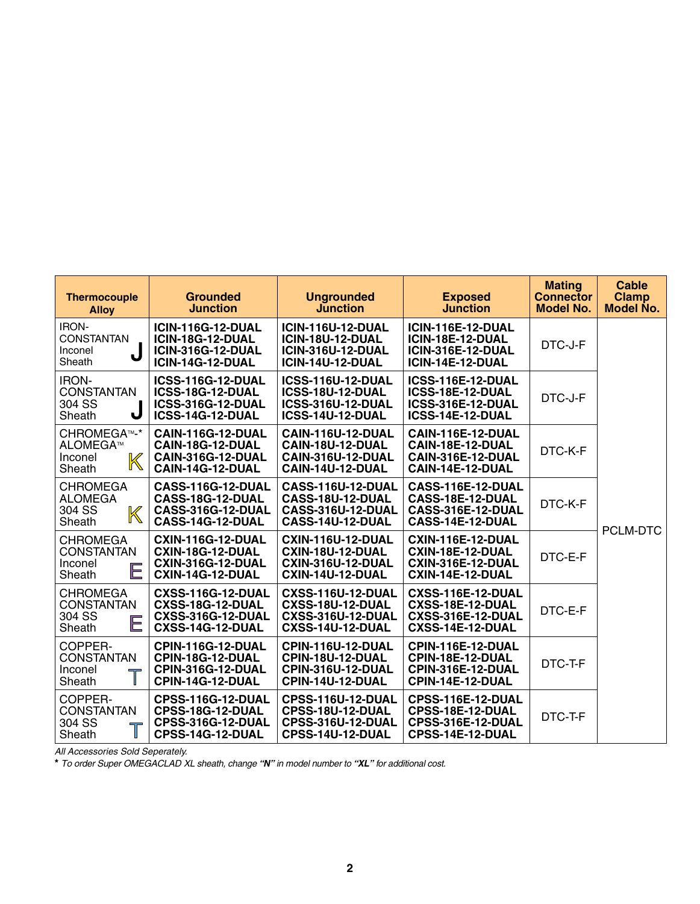| Thermocouple Alloy | Grounded Junction | Ungrounded Junction | Exposed Junction | Mating Connector Model No. | Cable Clamp Model No. |
|---|---|---|---|---|---|
| IRON-CONSTANTAN Inconel Sheath J | ICIN-116G-12-DUAL ICIN-18G-12-DUAL ICIN-316G-12-DUAL ICIN-14G-12-DUAL | ICIN-116U-12-DUAL ICIN-18U-12-DUAL ICIN-316U-12-DUAL ICIN-14U-12-DUAL | ICIN-116E-12-DUAL ICIN-18E-12-DUAL ICIN-316E-12-DUAL ICIN-14E-12-DUAL | DTC-J-F | PCLM-DTC |
| IRON-CONSTANTAN 304 SS Sheath J | ICSS-116G-12-DUAL ICSS-18G-12-DUAL ICSS-316G-12-DUAL ICSS-14G-12-DUAL | ICSS-116U-12-DUAL ICSS-18U-12-DUAL ICSS-316U-12-DUAL ICSS-14U-12-DUAL | ICSS-116E-12-DUAL ICSS-18E-12-DUAL ICSS-316E-12-DUAL ICSS-14E-12-DUAL | DTC-J-F | |
| CHROMEGA™-* ALOMEGA™ Inconel Sheath K | CAIN-116G-12-DUAL CAIN-18G-12-DUAL CAIN-316G-12-DUAL CAIN-14G-12-DUAL | CAIN-116U-12-DUAL CAIN-18U-12-DUAL CAIN-316U-12-DUAL CAIN-14U-12-DUAL | CAIN-116E-12-DUAL CAIN-18E-12-DUAL CAIN-316E-12-DUAL CAIN-14E-12-DUAL | DTC-K-F | |
| CHROMEGA ALOMEGA 304 SS Sheath K | CASS-116G-12-DUAL CASS-18G-12-DUAL CASS-316G-12-DUAL CASS-14G-12-DUAL | CASS-116U-12-DUAL CASS-18U-12-DUAL CASS-316U-12-DUAL CASS-14U-12-DUAL | CASS-116E-12-DUAL CASS-18E-12-DUAL CASS-316E-12-DUAL CASS-14E-12-DUAL | DTC-K-F | |
| CHROMEGA CONSTANTAN Inconel Sheath E | CXIN-116G-12-DUAL CXIN-18G-12-DUAL CXIN-316G-12-DUAL CXIN-14G-12-DUAL | CXIN-116U-12-DUAL CXIN-18U-12-DUAL CXIN-316U-12-DUAL CXIN-14U-12-DUAL | CXIN-116E-12-DUAL CXIN-18E-12-DUAL CXIN-316E-12-DUAL CXIN-14E-12-DUAL | DTC-E-F | |
| CHROMEGA CONSTANTAN 304 SS Sheath E | CXSS-116G-12-DUAL CXSS-18G-12-DUAL CXSS-316G-12-DUAL CXSS-14G-12-DUAL | CXSS-116U-12-DUAL CXSS-18U-12-DUAL CXSS-316U-12-DUAL CXSS-14U-12-DUAL | CXSS-116E-12-DUAL CXSS-18E-12-DUAL CXSS-316E-12-DUAL CXSS-14E-12-DUAL | DTC-E-F | |
| COPPER-CONSTANTAN Inconel Sheath T | CPIN-116G-12-DUAL CPIN-18G-12-DUAL CPIN-316G-12-DUAL CPIN-14G-12-DUAL | CPIN-116U-12-DUAL CPIN-18U-12-DUAL CPIN-316U-12-DUAL CPIN-14U-12-DUAL | CPIN-116E-12-DUAL CPIN-18E-12-DUAL CPIN-316E-12-DUAL CPIN-14E-12-DUAL | DTC-T-F | |
| COPPER-CONSTANTAN 304 SS Sheath T | CPSS-116G-12-DUAL CPSS-18G-12-DUAL CPSS-316G-12-DUAL CPSS-14G-12-DUAL | CPSS-116U-12-DUAL CPSS-18U-12-DUAL CPSS-316U-12-DUAL CPSS-14U-12-DUAL | CPSS-116E-12-DUAL CPSS-18E-12-DUAL CPSS-316E-12-DUAL CPSS-14E-12-DUAL | DTC-T-F | |

*All Accessories Sold Seperately.*

**\*** *To order Super OMEGACLAD XL sheath, change **"N"** in model number to **"XL"** for additional cost.*